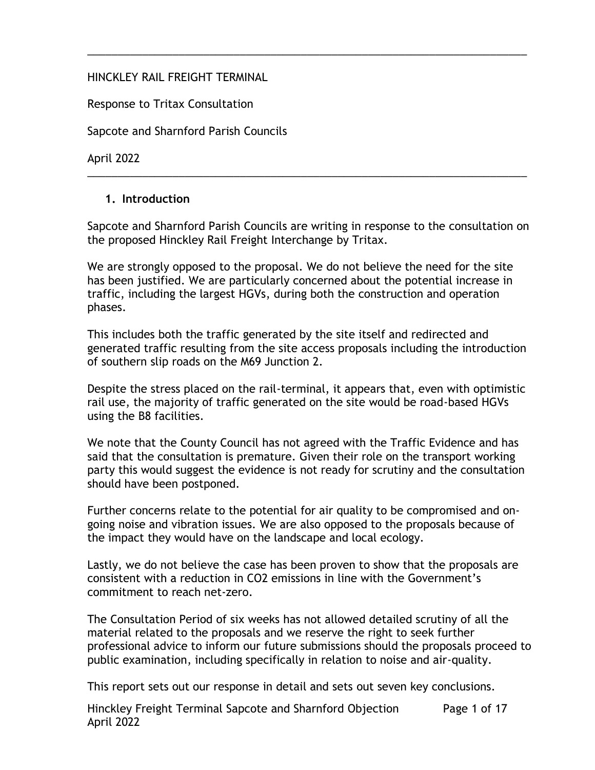HINCKLEY RAIL FREIGHT TERMINAL

Response to Tritax Consultation

Sapcote and Sharnford Parish Councils

April 2022

---

## 1. Introduction

Sapcote and Sharnford Parish Councils are writing in response to the consultation on the proposed Hinckley Rail Freight Interchange by Tritax.

We are strongly opposed to the proposal. We do not believe the need for the site has been justified. We are particularly concerned about the potential increase in traffic, including the largest HGVs, during both the construction and operation phases.

This includes both the traffic generated by the site itself and redirected and generated traffic resulting from the site access proposals including the introduction of southern slip roads on the M69 Junction 2.

Despite the stress placed on the rail-terminal, it appears that, even with optimistic rail use, the majority of traffic generated on the site would be road-based HGVs using the B8 facilities.

We note that the County Council has not agreed with the Traffic Evidence and has said that the consultation is premature. Given their role on the transport working party this would suggest the evidence is not ready for scrutiny and the consultation should have been postponed.

Further concerns relate to the potential for air quality to be compromised and on-going noise and vibration issues. We are also opposed to the proposals because of the impact they would have on the landscape and local ecology.

Lastly, we do not believe the case has been proven to show that the proposals are consistent with a reduction in $CO_2$ emissions in line with the Government's commitment to reach net-zero.

The Consultation Period of six weeks has not allowed detailed scrutiny of all the material related to the proposals and we reserve the right to seek further professional advice to inform our future submissions should the proposals proceed to public examination, including specifically in relation to noise and air-quality.

This report sets out our response in detail and sets out seven key conclusions.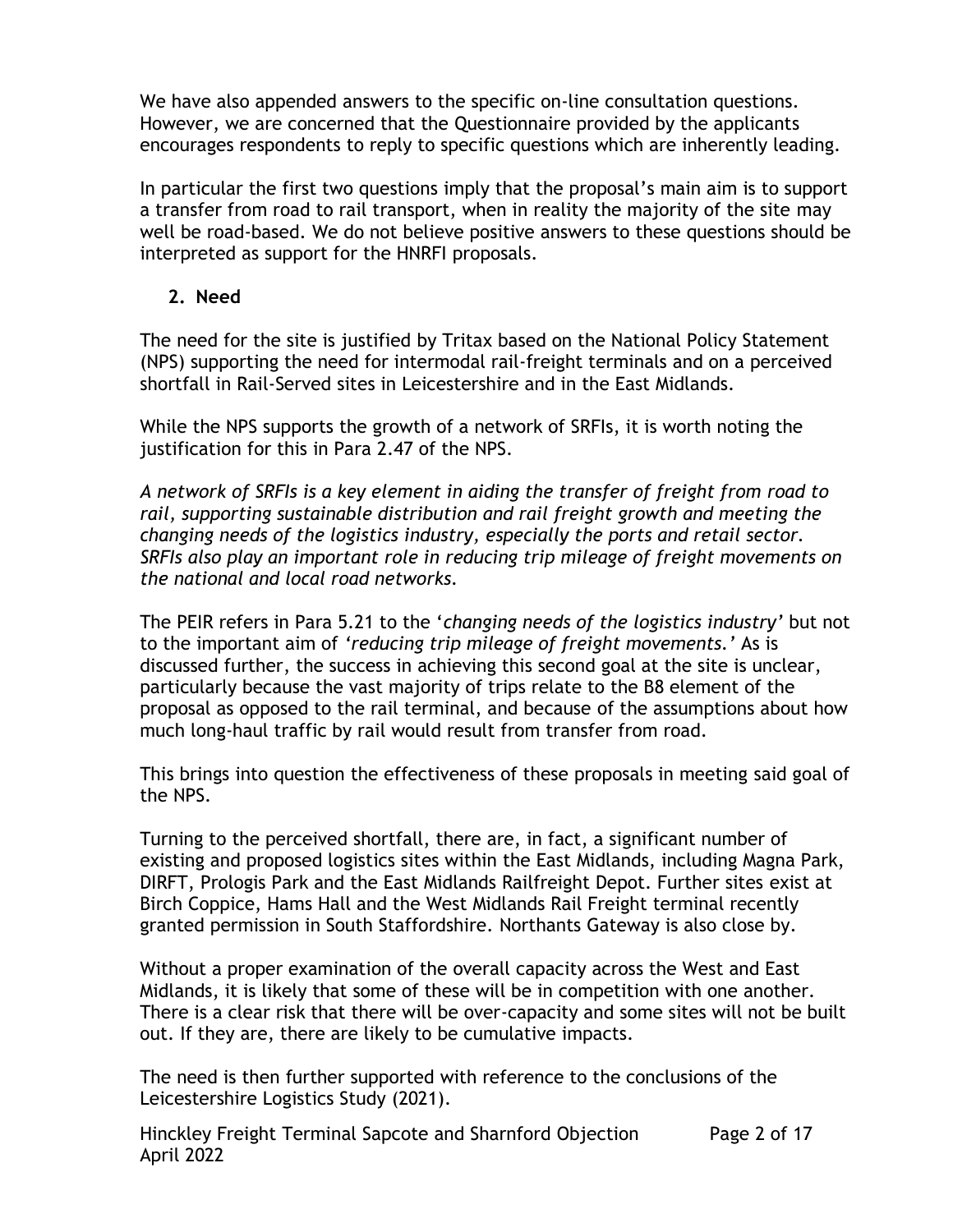We have also appended answers to the specific on-line consultation questions. However, we are concerned that the Questionnaire provided by the applicants encourages respondents to reply to specific questions which are inherently leading.

In particular the first two questions imply that the proposal's main aim is to support a transfer from road to rail transport, when in reality the majority of the site may well be road-based. We do not believe positive answers to these questions should be interpreted as support for the HNRFI proposals.

## 2. Need

The need for the site is justified by Tritax based on the National Policy Statement (NPS) supporting the need for intermodal rail-freight terminals and on a perceived shortfall in Rail-Served sites in Leicestershire and in the East Midlands.

While the NPS supports the growth of a network of SRFIs, it is worth noting the justification for this in Para 2.47 of the NPS.

*A network of SRFIs is a key element in aiding the transfer of freight from road to rail, supporting sustainable distribution and rail freight growth and meeting the changing needs of the logistics industry, especially the ports and retail sector. SRFIs also play an important role in reducing trip mileage of freight movements on the national and local road networks.*

The PEIR refers in Para 5.21 to the '*changing needs of the logistics industry*' but not to the important aim of '*reducing trip mileage of freight movements.*' As is discussed further, the success in achieving this second goal at the site is unclear, particularly because the vast majority of trips relate to the B8 element of the proposal as opposed to the rail terminal, and because of the assumptions about how much long-haul traffic by rail would result from transfer from road.

This brings into question the effectiveness of these proposals in meeting said goal of the NPS.

Turning to the perceived shortfall, there are, in fact, a significant number of existing and proposed logistics sites within the East Midlands, including Magna Park, DIRFT, Prologis Park and the East Midlands Railfreight Depot. Further sites exist at Birch Coppice, Hams Hall and the West Midlands Rail Freight terminal recently granted permission in South Staffordshire. Northants Gateway is also close by.

Without a proper examination of the overall capacity across the West and East Midlands, it is likely that some of these will be in competition with one another. There is a clear risk that there will be over-capacity and some sites will not be built out. If they are, there are likely to be cumulative impacts.

The need is then further supported with reference to the conclusions of the Leicestershire Logistics Study (2021).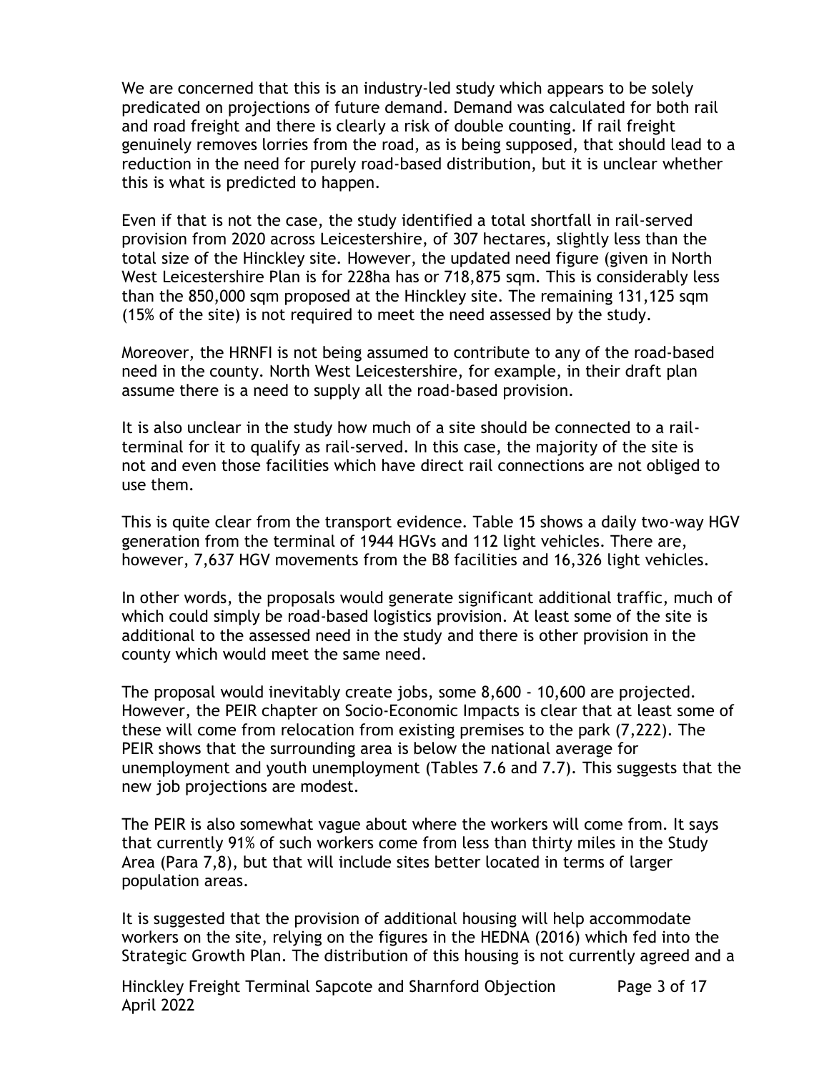We are concerned that this is an industry-led study which appears to be solely predicated on projections of future demand. Demand was calculated for both rail and road freight and there is clearly a risk of double counting. If rail freight genuinely removes lorries from the road, as is being supposed, that should lead to a reduction in the need for purely road-based distribution, but it is unclear whether this is what is predicted to happen.

Even if that is not the case, the study identified a total shortfall in rail-served provision from 2020 across Leicestershire, of 307 hectares, slightly less than the total size of the Hinckley site. However, the updated need figure (given in North West Leicestershire Plan is for 228ha has or 718,875 sqm. This is considerably less than the 850,000 sqm proposed at the Hinckley site. The remaining 131,125 sqm (15% of the site) is not required to meet the need assessed by the study.

Moreover, the HRNFI is not being assumed to contribute to any of the road-based need in the county. North West Leicestershire, for example, in their draft plan assume there is a need to supply all the road-based provision.

It is also unclear in the study how much of a site should be connected to a rail-terminal for it to qualify as rail-served. In this case, the majority of the site is not and even those facilities which have direct rail connections are not obliged to use them.

This is quite clear from the transport evidence. Table 15 shows a daily two-way HGV generation from the terminal of 1944 HGVs and 112 light vehicles. There are, however, 7,637 HGV movements from the B8 facilities and 16,326 light vehicles.

In other words, the proposals would generate significant additional traffic, much of which could simply be road-based logistics provision. At least some of the site is additional to the assessed need in the study and there is other provision in the county which would meet the same need.

The proposal would inevitably create jobs, some 8,600 - 10,600 are projected. However, the PEIR chapter on Socio-Economic Impacts is clear that at least some of these will come from relocation from existing premises to the park (7,222). The PEIR shows that the surrounding area is below the national average for unemployment and youth unemployment (Tables 7.6 and 7.7). This suggests that the new job projections are modest.

The PEIR is also somewhat vague about where the workers will come from. It says that currently 91% of such workers come from less than thirty miles in the Study Area (Para 7,8), but that will include sites better located in terms of larger population areas.

It is suggested that the provision of additional housing will help accommodate workers on the site, relying on the figures in the HEDNA (2016) which fed into the Strategic Growth Plan. The distribution of this housing is not currently agreed and a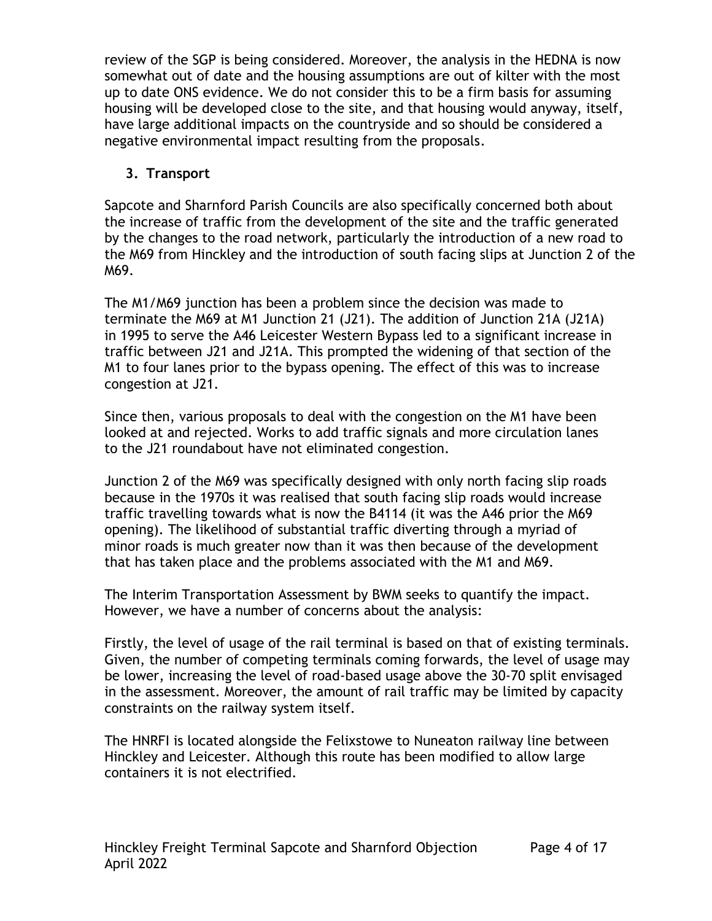review of the SGP is being considered. Moreover, the analysis in the HEDNA is now somewhat out of date and the housing assumptions are out of kilter with the most up to date ONS evidence. We do not consider this to be a firm basis for assuming housing will be developed close to the site, and that housing would anyway, itself, have large additional impacts on the countryside and so should be considered a negative environmental impact resulting from the proposals.

## 3. Transport

Sapcote and Sharnford Parish Councils are also specifically concerned both about the increase of traffic from the development of the site and the traffic generated by the changes to the road network, particularly the introduction of a new road to the M69 from Hinckley and the introduction of south facing slips at Junction 2 of the M69.

The M1/M69 junction has been a problem since the decision was made to terminate the M69 at M1 Junction 21 (J21). The addition of Junction 21A (J21A) in 1995 to serve the A46 Leicester Western Bypass led to a significant increase in traffic between J21 and J21A. This prompted the widening of that section of the M1 to four lanes prior to the bypass opening. The effect of this was to increase congestion at J21.

Since then, various proposals to deal with the congestion on the M1 have been looked at and rejected. Works to add traffic signals and more circulation lanes to the J21 roundabout have not eliminated congestion.

Junction 2 of the M69 was specifically designed with only north facing slip roads because in the 1970s it was realised that south facing slip roads would increase traffic travelling towards what is now the B4114 (it was the A46 prior the M69 opening). The likelihood of substantial traffic diverting through a myriad of minor roads is much greater now than it was then because of the development that has taken place and the problems associated with the M1 and M69.

The Interim Transportation Assessment by BWM seeks to quantify the impact. However, we have a number of concerns about the analysis:

Firstly, the level of usage of the rail terminal is based on that of existing terminals. Given, the number of competing terminals coming forwards, the level of usage may be lower, increasing the level of road-based usage above the 30-70 split envisaged in the assessment. Moreover, the amount of rail traffic may be limited by capacity constraints on the railway system itself.

The HNRFI is located alongside the Felixstowe to Nuneaton railway line between Hinckley and Leicester. Although this route has been modified to allow large containers it is not electrified.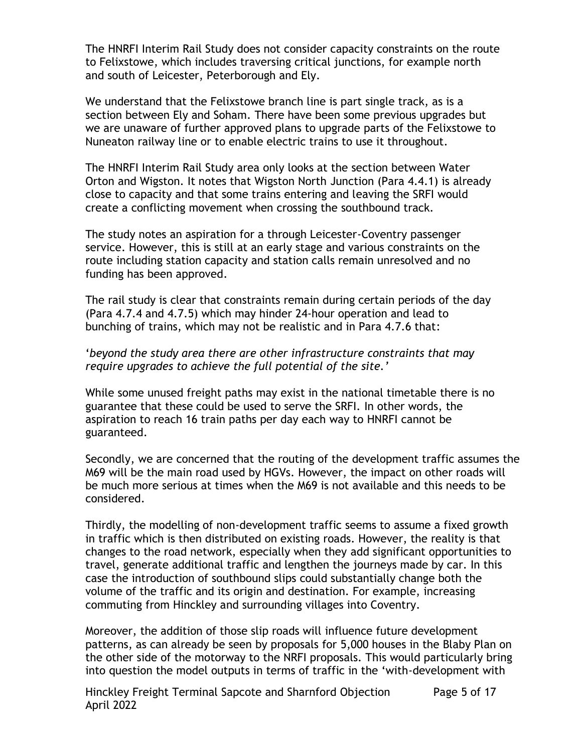The HNRFI Interim Rail Study does not consider capacity constraints on the route to Felixstowe, which includes traversing critical junctions, for example north and south of Leicester, Peterborough and Ely.

We understand that the Felixstowe branch line is part single track, as is a section between Ely and Soham. There have been some previous upgrades but we are unaware of further approved plans to upgrade parts of the Felixstowe to Nuneaton railway line or to enable electric trains to use it throughout.

The HNRFI Interim Rail Study area only looks at the section between Water Orton and Wigston. It notes that Wigston North Junction (Para 4.4.1) is already close to capacity and that some trains entering and leaving the SRFI would create a conflicting movement when crossing the southbound track.

The study notes an aspiration for a through Leicester-Coventry passenger service. However, this is still at an early stage and various constraints on the route including station capacity and station calls remain unresolved and no funding has been approved.

The rail study is clear that constraints remain during certain periods of the day (Para 4.7.4 and 4.7.5) which may hinder 24-hour operation and lead to bunching of trains, which may not be realistic and in Para 4.7.6 that:

'*beyond the study area there are other infrastructure constraints that may require upgrades to achieve the full potential of the site.*'

While some unused freight paths may exist in the national timetable there is no guarantee that these could be used to serve the SRFI. In other words, the aspiration to reach 16 train paths per day each way to HNRFI cannot be guaranteed.

Secondly, we are concerned that the routing of the development traffic assumes the M69 will be the main road used by HGVs. However, the impact on other roads will be much more serious at times when the M69 is not available and this needs to be considered.

Thirdly, the modelling of non-development traffic seems to assume a fixed growth in traffic which is then distributed on existing roads. However, the reality is that changes to the road network, especially when they add significant opportunities to travel, generate additional traffic and lengthen the journeys made by car. In this case the introduction of southbound slips could substantially change both the volume of the traffic and its origin and destination. For example, increasing commuting from Hinckley and surrounding villages into Coventry.

Moreover, the addition of those slip roads will influence future development patterns, as can already be seen by proposals for 5,000 houses in the Blaby Plan on the other side of the motorway to the NRFI proposals. This would particularly bring into question the model outputs in terms of traffic in the 'with-development with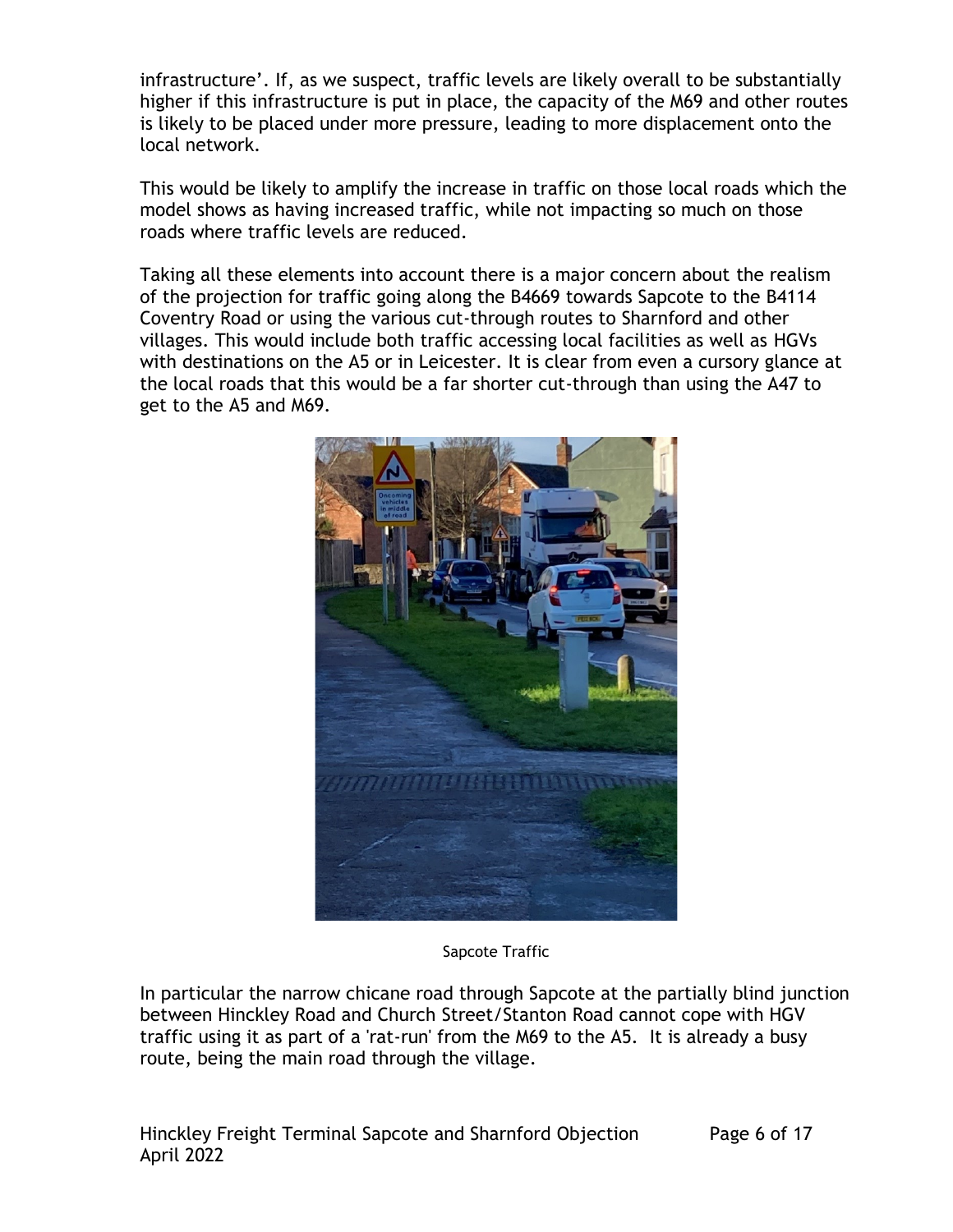infrastructure'. If, as we suspect, traffic levels are likely overall to be substantially higher if this infrastructure is put in place, the capacity of the M69 and other routes is likely to be placed under more pressure, leading to more displacement onto the local network.

This would be likely to amplify the increase in traffic on those local roads which the model shows as having increased traffic, while not impacting so much on those roads where traffic levels are reduced.

Taking all these elements into account there is a major concern about the realism of the projection for traffic going along the B4669 towards Sapcote to the B4114 Coventry Road or using the various cut-through routes to Sharnford and other villages. This would include both traffic accessing local facilities as well as HGVs with destinations on the A5 or in Leicester. It is clear from even a cursory glance at the local roads that this would be a far shorter cut-through than using the A47 to get to the A5 and M69.

Sapcote Traffic

In particular the narrow chicane road through Sapcote at the partially blind junction between Hinckley Road and Church Street/Stanton Road cannot cope with HGV traffic using it as part of a 'rat-run' from the M69 to the A5. It is already a busy route, being the main road through the village.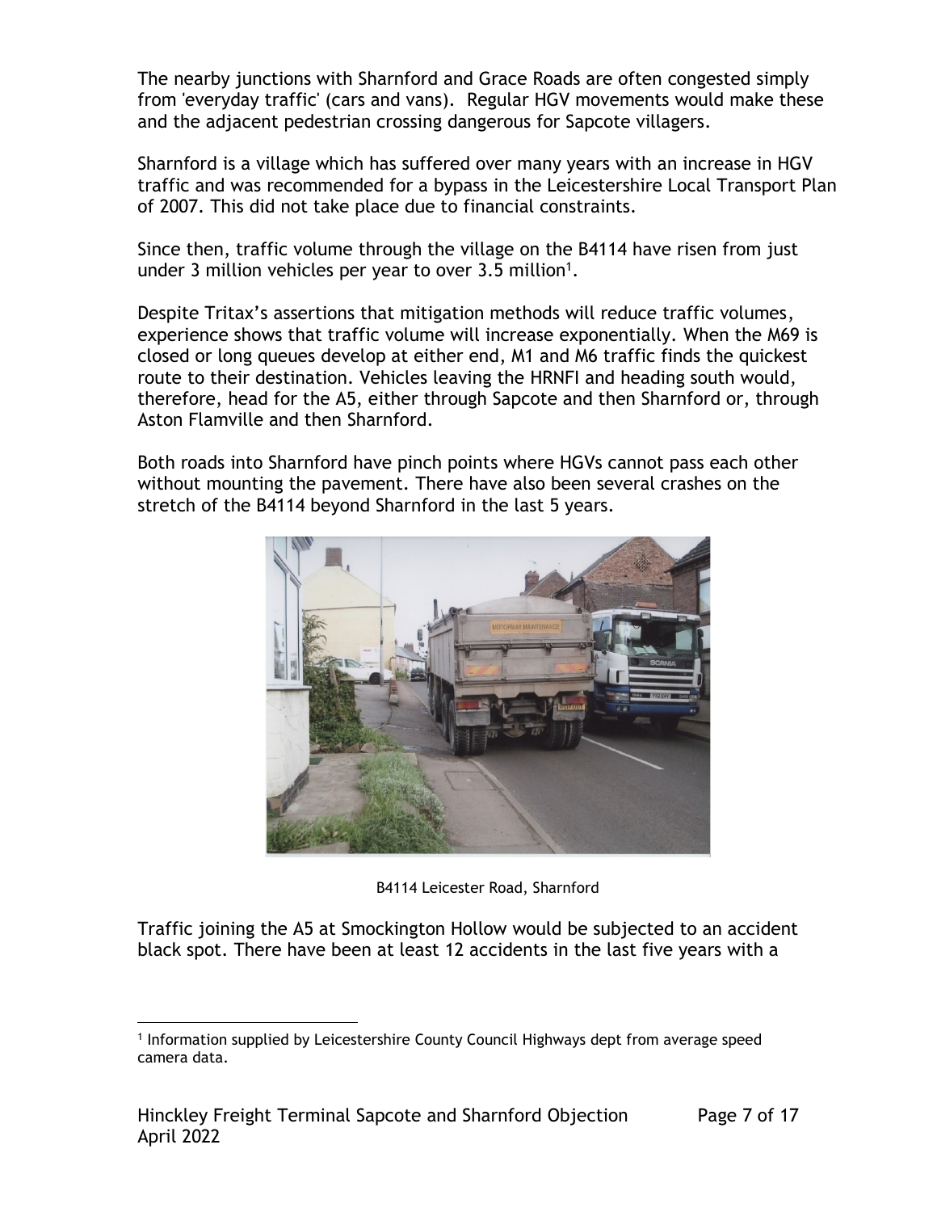The nearby junctions with Sharnford and Grace Roads are often congested simply from 'everyday traffic' (cars and vans). Regular HGV movements would make these and the adjacent pedestrian crossing dangerous for Sapcote villagers.

Sharnford is a village which has suffered over many years with an increase in HGV traffic and was recommended for a bypass in the Leicestershire Local Transport Plan of 2007. This did not take place due to financial constraints.

Since then, traffic volume through the village on the B4114 have risen from just under 3 million vehicles per year to over 3.5 million[1].

Despite Tritax's assertions that mitigation methods will reduce traffic volumes, experience shows that traffic volume will increase exponentially. When the M69 is closed or long queues develop at either end, M1 and M6 traffic finds the quickest route to their destination. Vehicles leaving the HRNFI and heading south would, therefore, head for the A5, either through Sapcote and then Sharnford or, through Aston Flamville and then Sharnford.

Both roads into Sharnford have pinch points where HGVs cannot pass each other without mounting the pavement. There have also been several crashes on the stretch of the B4114 beyond Sharnford in the last 5 years.

B4114 Leicester Road, Sharnford

Traffic joining the A5 at Smockington Hollow would be subjected to an accident black spot. There have been at least 12 accidents in the last five years with a

[1] Information supplied by Leicestershire County Council Highways dept from average speed camera data.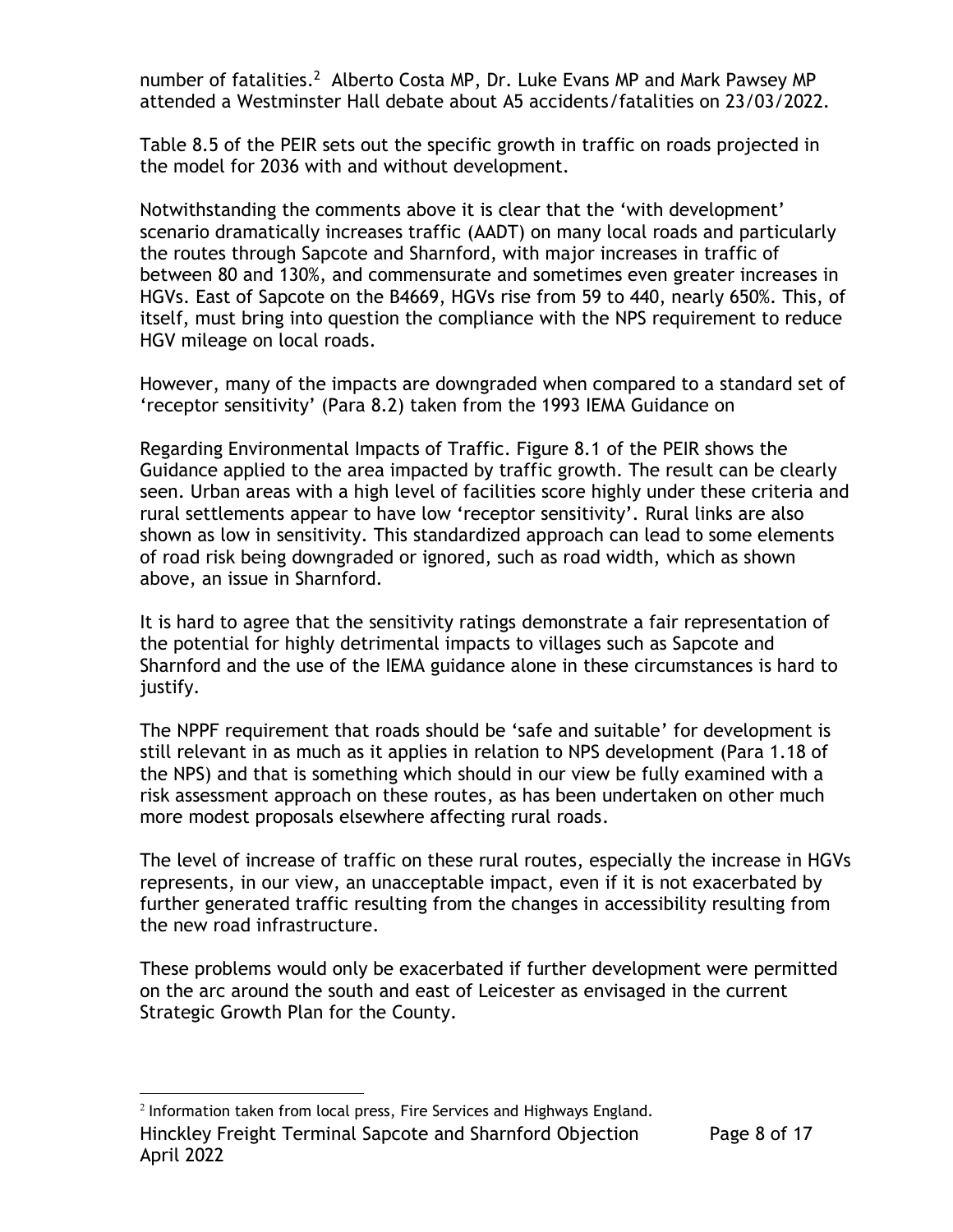number of fatalities.[2] Alberto Costa MP, Dr. Luke Evans MP and Mark Pawsey MP attended a Westminster Hall debate about A5 accidents/fatalities on 23/03/2022.

Table 8.5 of the PEIR sets out the specific growth in traffic on roads projected in the model for 2036 with and without development.

Notwithstanding the comments above it is clear that the 'with development' scenario dramatically increases traffic (AADT) on many local roads and particularly the routes through Sapcote and Sharnford, with major increases in traffic of between 80 and 130%, and commensurate and sometimes even greater increases in HGVs. East of Sapcote on the B4669, HGVs rise from 59 to 440, nearly 650%. This, of itself, must bring into question the compliance with the NPS requirement to reduce HGV mileage on local roads.

However, many of the impacts are downgraded when compared to a standard set of 'receptor sensitivity' (Para 8.2) taken from the 1993 IEMA Guidance on

Regarding Environmental Impacts of Traffic. Figure 8.1 of the PEIR shows the Guidance applied to the area impacted by traffic growth. The result can be clearly seen. Urban areas with a high level of facilities score highly under these criteria and rural settlements appear to have low 'receptor sensitivity'. Rural links are also shown as low in sensitivity. This standardized approach can lead to some elements of road risk being downgraded or ignored, such as road width, which as shown above, an issue in Sharnford.

It is hard to agree that the sensitivity ratings demonstrate a fair representation of the potential for highly detrimental impacts to villages such as Sapcote and Sharnford and the use of the IEMA guidance alone in these circumstances is hard to justify.

The NPPF requirement that roads should be 'safe and suitable' for development is still relevant in as much as it applies in relation to NPS development (Para 1.18 of the NPS) and that is something which should in our view be fully examined with a risk assessment approach on these routes, as has been undertaken on other much more modest proposals elsewhere affecting rural roads.

The level of increase of traffic on these rural routes, especially the increase in HGVs represents, in our view, an unacceptable impact, even if it is not exacerbated by further generated traffic resulting from the changes in accessibility resulting from the new road infrastructure.

These problems would only be exacerbated if further development were permitted on the arc around the south and east of Leicester as envisaged in the current Strategic Growth Plan for the County.

[2] Information taken from local press, Fire Services and Highways England.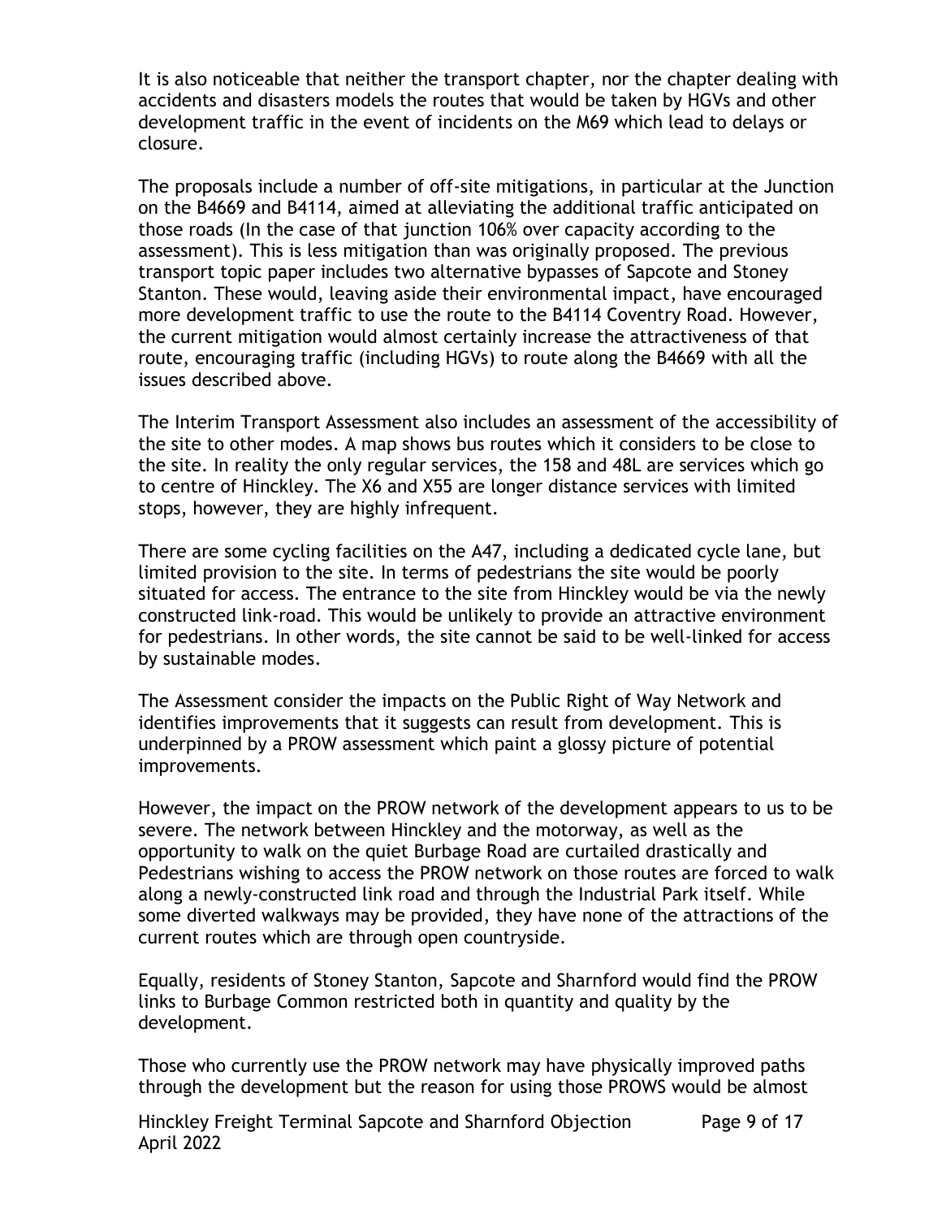It is also noticeable that neither the transport chapter, nor the chapter dealing with accidents and disasters models the routes that would be taken by HGVs and other development traffic in the event of incidents on the M69 which lead to delays or closure.

The proposals include a number of off-site mitigations, in particular at the Junction on the B4669 and B4114, aimed at alleviating the additional traffic anticipated on those roads (In the case of that junction 106% over capacity according to the assessment). This is less mitigation than was originally proposed. The previous transport topic paper includes two alternative bypasses of Sapcote and Stoney Stanton. These would, leaving aside their environmental impact, have encouraged more development traffic to use the route to the B4114 Coventry Road. However, the current mitigation would almost certainly increase the attractiveness of that route, encouraging traffic (including HGVs) to route along the B4669 with all the issues described above.

The Interim Transport Assessment also includes an assessment of the accessibility of the site to other modes. A map shows bus routes which it considers to be close to the site. In reality the only regular services, the 158 and 48L are services which go to centre of Hinckley. The X6 and X55 are longer distance services with limited stops, however, they are highly infrequent.

There are some cycling facilities on the A47, including a dedicated cycle lane, but limited provision to the site. In terms of pedestrians the site would be poorly situated for access. The entrance to the site from Hinckley would be via the newly constructed link-road. This would be unlikely to provide an attractive environment for pedestrians. In other words, the site cannot be said to be well-linked for access by sustainable modes.

The Assessment consider the impacts on the Public Right of Way Network and identifies improvements that it suggests can result from development. This is underpinned by a PROW assessment which paint a glossy picture of potential improvements.

However, the impact on the PROW network of the development appears to us to be severe. The network between Hinckley and the motorway, as well as the opportunity to walk on the quiet Burbage Road are curtailed drastically and Pedestrians wishing to access the PROW network on those routes are forced to walk along a newly-constructed link road and through the Industrial Park itself. While some diverted walkways may be provided, they have none of the attractions of the current routes which are through open countryside.

Equally, residents of Stoney Stanton, Sapcote and Sharnford would find the PROW links to Burbage Common restricted both in quantity and quality by the development.

Those who currently use the PROW network may have physically improved paths through the development but the reason for using those PROWS would be almost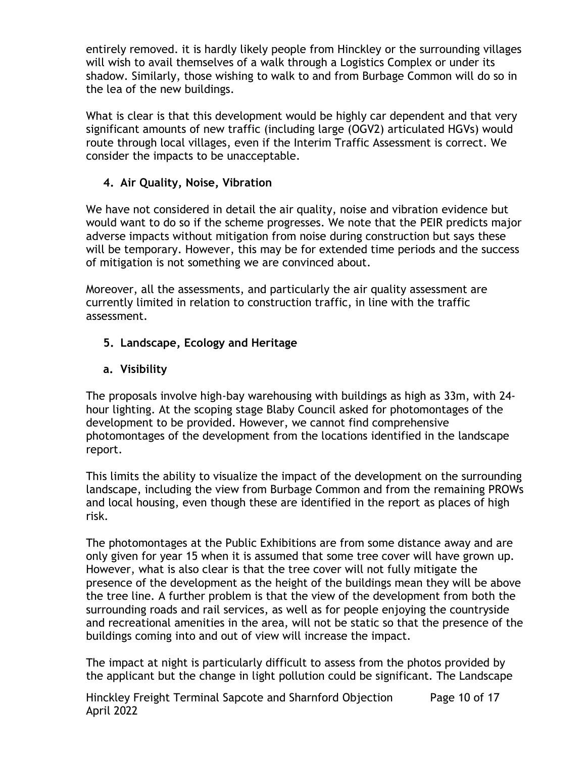entirely removed. it is hardly likely people from Hinckley or the surrounding villages will wish to avail themselves of a walk through a Logistics Complex or under its shadow. Similarly, those wishing to walk to and from Burbage Common will do so in the lea of the new buildings.

What is clear is that this development would be highly car dependent and that very significant amounts of new traffic (including large (OGV2) articulated HGVs) would route through local villages, even if the Interim Traffic Assessment is correct. We consider the impacts to be unacceptable.

## 4. Air Quality, Noise, Vibration

We have not considered in detail the air quality, noise and vibration evidence but would want to do so if the scheme progresses. We note that the PEIR predicts major adverse impacts without mitigation from noise during construction but says these will be temporary. However, this may be for extended time periods and the success of mitigation is not something we are convinced about.

Moreover, all the assessments, and particularly the air quality assessment are currently limited in relation to construction traffic, in line with the traffic assessment.

## 5. Landscape, Ecology and Heritage

### a. Visibility

The proposals involve high-bay warehousing with buildings as high as 33m, with 24-hour lighting. At the scoping stage Blaby Council asked for photomontages of the development to be provided. However, we cannot find comprehensive photomontages of the development from the locations identified in the landscape report.

This limits the ability to visualize the impact of the development on the surrounding landscape, including the view from Burbage Common and from the remaining PROWs and local housing, even though these are identified in the report as places of high risk.

The photomontages at the Public Exhibitions are from some distance away and are only given for year 15 when it is assumed that some tree cover will have grown up. However, what is also clear is that the tree cover will not fully mitigate the presence of the development as the height of the buildings mean they will be above the tree line. A further problem is that the view of the development from both the surrounding roads and rail services, as well as for people enjoying the countryside and recreational amenities in the area, will not be static so that the presence of the buildings coming into and out of view will increase the impact.

The impact at night is particularly difficult to assess from the photos provided by the applicant but the change in light pollution could be significant. The Landscape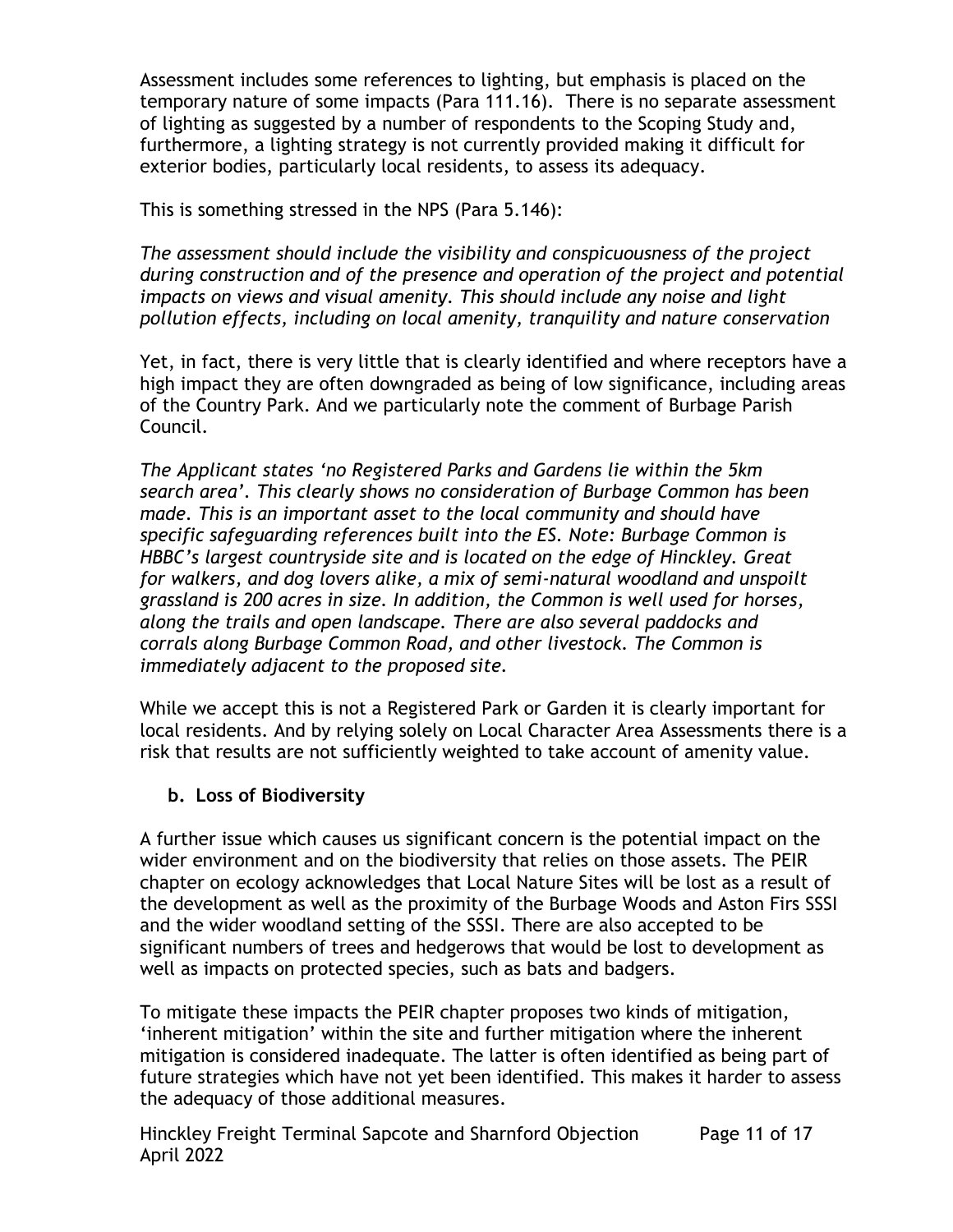Assessment includes some references to lighting, but emphasis is placed on the temporary nature of some impacts (Para 111.16). There is no separate assessment of lighting as suggested by a number of respondents to the Scoping Study and, furthermore, a lighting strategy is not currently provided making it difficult for exterior bodies, particularly local residents, to assess its adequacy.

This is something stressed in the NPS (Para 5.146):

*The assessment should include the visibility and conspicuousness of the project during construction and of the presence and operation of the project and potential impacts on views and visual amenity. This should include any noise and light pollution effects, including on local amenity, tranquility and nature conservation*

Yet, in fact, there is very little that is clearly identified and where receptors have a high impact they are often downgraded as being of low significance, including areas of the Country Park. And we particularly note the comment of Burbage Parish Council.

*The Applicant states 'no Registered Parks and Gardens lie within the 5km search area'. This clearly shows no consideration of Burbage Common has been made. This is an important asset to the local community and should have specific safeguarding references built into the ES. Note: Burbage Common is HBBC's largest countryside site and is located on the edge of Hinckley. Great for walkers, and dog lovers alike, a mix of semi-natural woodland and unspoilt grassland is 200 acres in size. In addition, the Common is well used for horses, along the trails and open landscape. There are also several paddocks and corrals along Burbage Common Road, and other livestock. The Common is immediately adjacent to the proposed site.*

While we accept this is not a Registered Park or Garden it is clearly important for local residents. And by relying solely on Local Character Area Assessments there is a risk that results are not sufficiently weighted to take account of amenity value.

**b. Loss of Biodiversity**

A further issue which causes us significant concern is the potential impact on the wider environment and on the biodiversity that relies on those assets. The PEIR chapter on ecology acknowledges that Local Nature Sites will be lost as a result of the development as well as the proximity of the Burbage Woods and Aston Firs SSSI and the wider woodland setting of the SSSI. There are also accepted to be significant numbers of trees and hedgerows that would be lost to development as well as impacts on protected species, such as bats and badgers.

To mitigate these impacts the PEIR chapter proposes two kinds of mitigation, 'inherent mitigation' within the site and further mitigation where the inherent mitigation is considered inadequate. The latter is often identified as being part of future strategies which have not yet been identified. This makes it harder to assess the adequacy of those additional measures.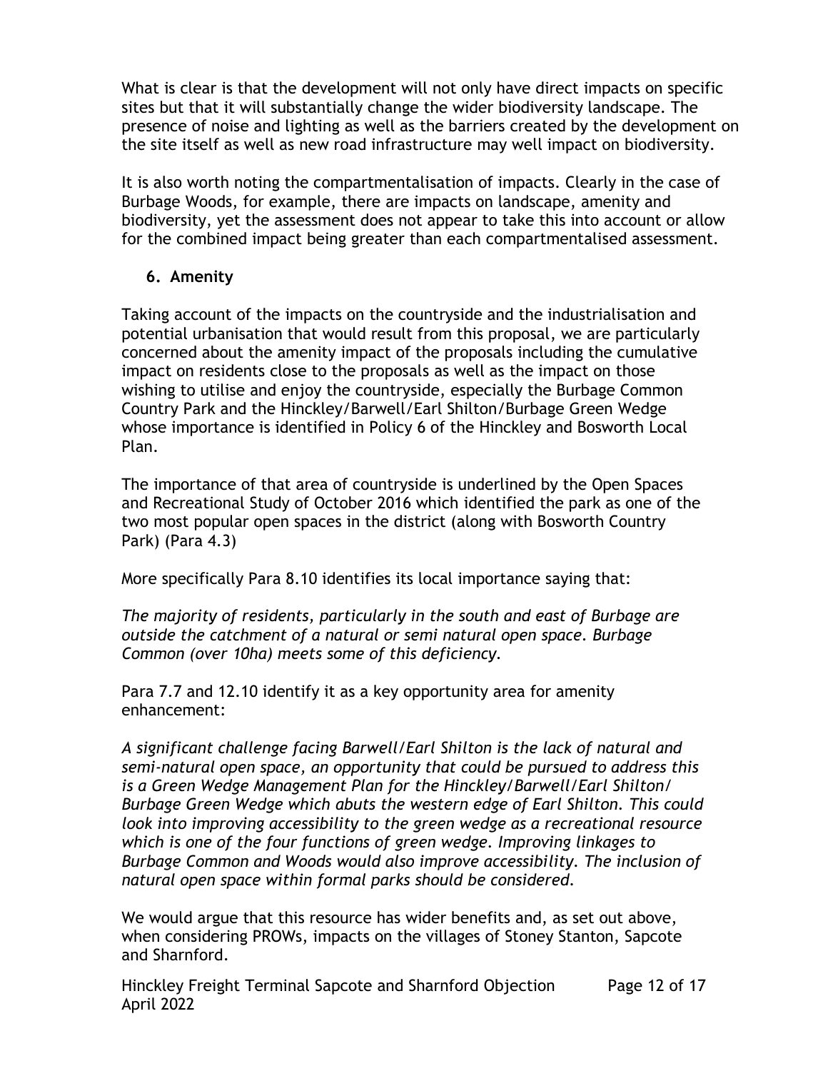What is clear is that the development will not only have direct impacts on specific sites but that it will substantially change the wider biodiversity landscape. The presence of noise and lighting as well as the barriers created by the development on the site itself as well as new road infrastructure may well impact on biodiversity.

It is also worth noting the compartmentalisation of impacts. Clearly in the case of Burbage Woods, for example, there are impacts on landscape, amenity and biodiversity, yet the assessment does not appear to take this into account or allow for the combined impact being greater than each compartmentalised assessment.

## 6. Amenity

Taking account of the impacts on the countryside and the industrialisation and potential urbanisation that would result from this proposal, we are particularly concerned about the amenity impact of the proposals including the cumulative impact on residents close to the proposals as well as the impact on those wishing to utilise and enjoy the countryside, especially the Burbage Common Country Park and the Hinckley/Barwell/Earl Shilton/Burbage Green Wedge whose importance is identified in Policy 6 of the Hinckley and Bosworth Local Plan.

The importance of that area of countryside is underlined by the Open Spaces and Recreational Study of October 2016 which identified the park as one of the two most popular open spaces in the district (along with Bosworth Country Park) (Para 4.3)

More specifically Para 8.10 identifies its local importance saying that:

*The majority of residents, particularly in the south and east of Burbage are outside the catchment of a natural or semi natural open space. Burbage Common (over 10ha) meets some of this deficiency.*

Para 7.7 and 12.10 identify it as a key opportunity area for amenity enhancement:

*A significant challenge facing Barwell/Earl Shilton is the lack of natural and semi-natural open space, an opportunity that could be pursued to address this is a Green Wedge Management Plan for the Hinckley/Barwell/Earl Shilton/ Burbage Green Wedge which abuts the western edge of Earl Shilton. This could look into improving accessibility to the green wedge as a recreational resource which is one of the four functions of green wedge. Improving linkages to Burbage Common and Woods would also improve accessibility. The inclusion of natural open space within formal parks should be considered.*

We would argue that this resource has wider benefits and, as set out above, when considering PROWs, impacts on the villages of Stoney Stanton, Sapcote and Sharnford.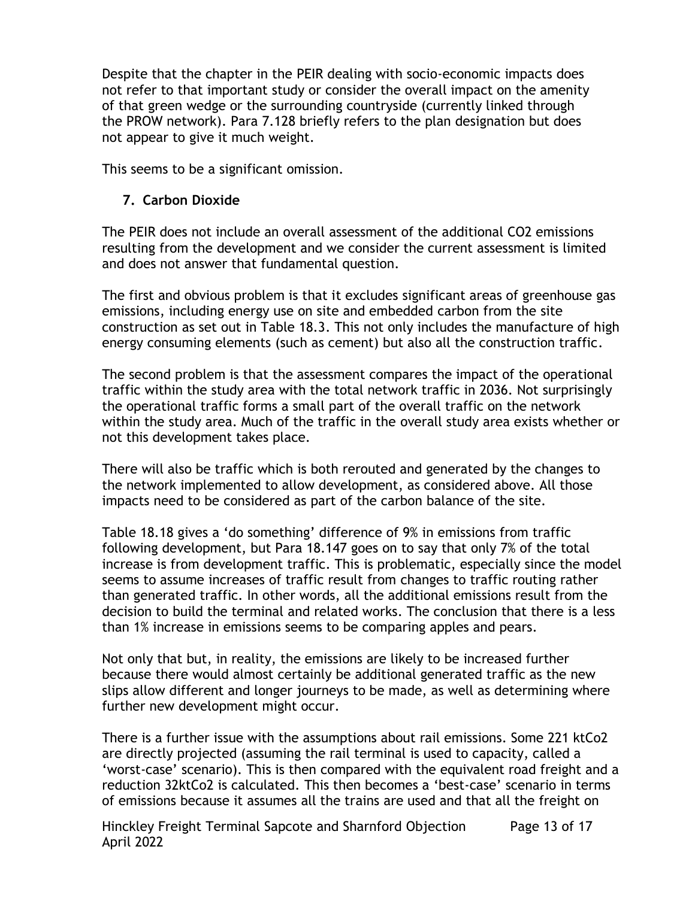Despite that the chapter in the PEIR dealing with socio-economic impacts does not refer to that important study or consider the overall impact on the amenity of that green wedge or the surrounding countryside (currently linked through the PROW network). Para 7.128 briefly refers to the plan designation but does not appear to give it much weight.

This seems to be a significant omission.

## 7. Carbon Dioxide

The PEIR does not include an overall assessment of the additional $CO_2$ emissions resulting from the development and we consider the current assessment is limited and does not answer that fundamental question.

The first and obvious problem is that it excludes significant areas of greenhouse gas emissions, including energy use on site and embedded carbon from the site construction as set out in Table 18.3. This not only includes the manufacture of high energy consuming elements (such as cement) but also all the construction traffic.

The second problem is that the assessment compares the impact of the operational traffic within the study area with the total network traffic in 2036. Not surprisingly the operational traffic forms a small part of the overall traffic on the network within the study area. Much of the traffic in the overall study area exists whether or not this development takes place.

There will also be traffic which is both rerouted and generated by the changes to the network implemented to allow development, as considered above. All those impacts need to be considered as part of the carbon balance of the site.

Table 18.18 gives a 'do something' difference of 9% in emissions from traffic following development, but Para 18.147 goes on to say that only 7% of the total increase is from development traffic. This is problematic, especially since the model seems to assume increases of traffic result from changes to traffic routing rather than generated traffic. In other words, all the additional emissions result from the decision to build the terminal and related works. The conclusion that there is a less than 1% increase in emissions seems to be comparing apples and pears.

Not only that but, in reality, the emissions are likely to be increased further because there would almost certainly be additional generated traffic as the new slips allow different and longer journeys to be made, as well as determining where further new development might occur.

There is a further issue with the assumptions about rail emissions. Some 221 kt$Co_2$ are directly projected (assuming the rail terminal is used to capacity, called a 'worst-case' scenario). This is then compared with the equivalent road freight and a reduction 32kt$Co_2$ is calculated. This then becomes a 'best-case' scenario in terms of emissions because it assumes all the trains are used and that all the freight on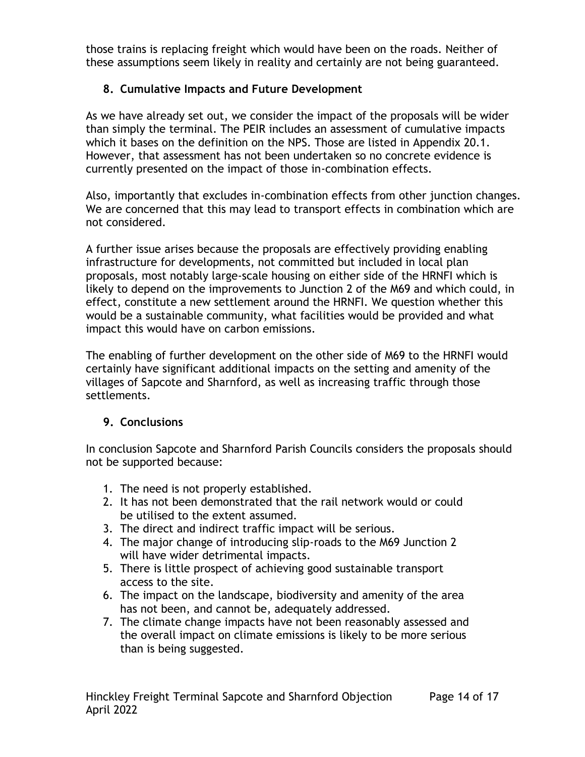those trains is replacing freight which would have been on the roads. Neither of these assumptions seem likely in reality and certainly are not being guaranteed.

## 8. Cumulative Impacts and Future Development

As we have already set out, we consider the impact of the proposals will be wider than simply the terminal. The PEIR includes an assessment of cumulative impacts which it bases on the definition on the NPS. Those are listed in Appendix 20.1. However, that assessment has not been undertaken so no concrete evidence is currently presented on the impact of those in-combination effects.

Also, importantly that excludes in-combination effects from other junction changes. We are concerned that this may lead to transport effects in combination which are not considered.

A further issue arises because the proposals are effectively providing enabling infrastructure for developments, not committed but included in local plan proposals, most notably large-scale housing on either side of the HRNFI which is likely to depend on the improvements to Junction 2 of the M69 and which could, in effect, constitute a new settlement around the HRNFI. We question whether this would be a sustainable community, what facilities would be provided and what impact this would have on carbon emissions.

The enabling of further development on the other side of M69 to the HRNFI would certainly have significant additional impacts on the setting and amenity of the villages of Sapcote and Sharnford, as well as increasing traffic through those settlements.

## 9. Conclusions

In conclusion Sapcote and Sharnford Parish Councils considers the proposals should not be supported because:

1. The need is not properly established.
2. It has not been demonstrated that the rail network would or could be utilised to the extent assumed.
3. The direct and indirect traffic impact will be serious.
4. The major change of introducing slip-roads to the M69 Junction 2 will have wider detrimental impacts.
5. There is little prospect of achieving good sustainable transport access to the site.
6. The impact on the landscape, biodiversity and amenity of the area has not been, and cannot be, adequately addressed.
7. The climate change impacts have not been reasonably assessed and the overall impact on climate emissions is likely to be more serious than is being suggested.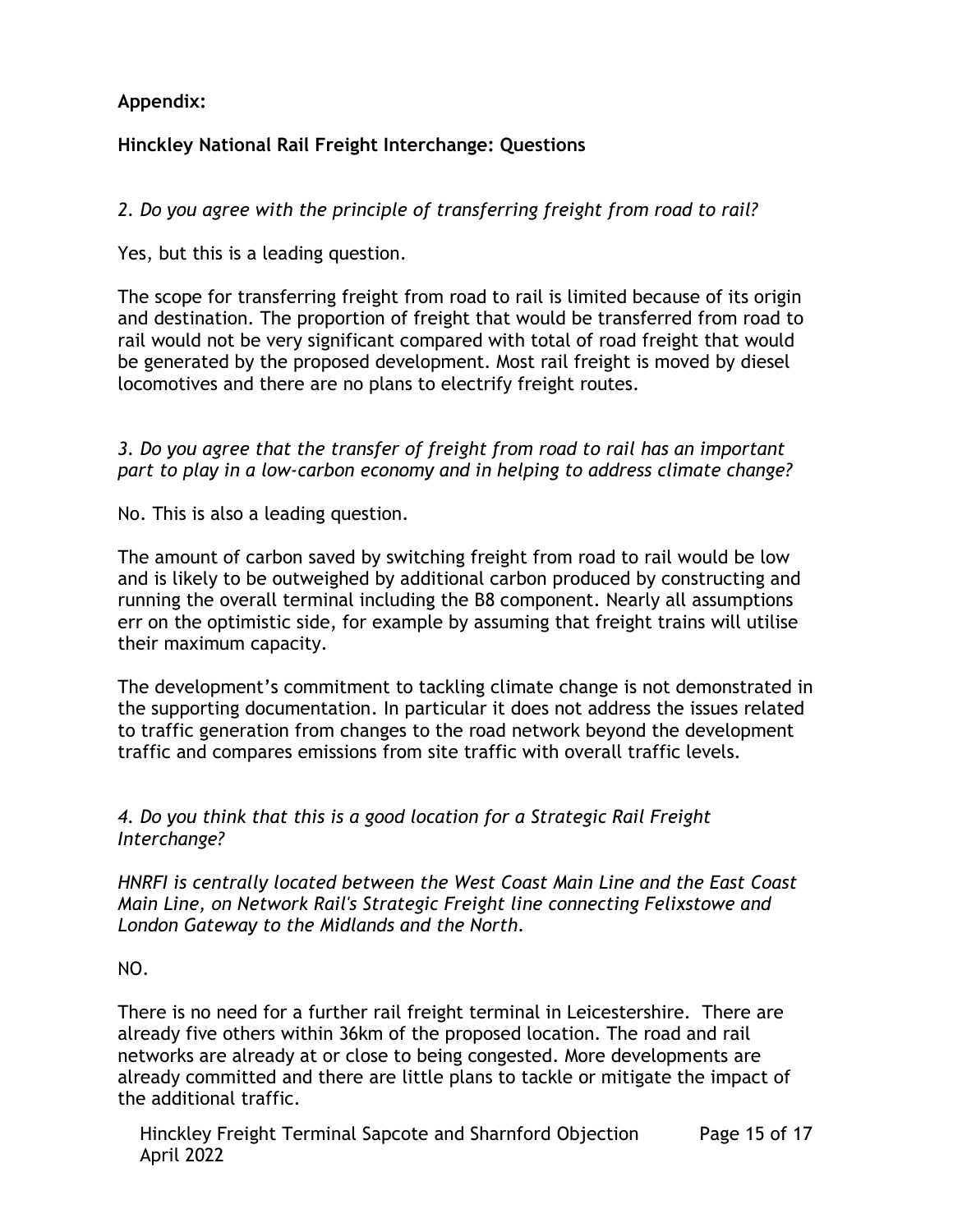**Appendix:**

**Hinckley National Rail Freight Interchange: Questions**

*2. Do you agree with the principle of transferring freight from road to rail?*

Yes, but this is a leading question.

The scope for transferring freight from road to rail is limited because of its origin and destination. The proportion of freight that would be transferred from road to rail would not be very significant compared with total of road freight that would be generated by the proposed development. Most rail freight is moved by diesel locomotives and there are no plans to electrify freight routes.

*3. Do you agree that the transfer of freight from road to rail has an important part to play in a low-carbon economy and in helping to address climate change?*

No. This is also a leading question.

The amount of carbon saved by switching freight from road to rail would be low and is likely to be outweighed by additional carbon produced by constructing and running the overall terminal including the B8 component. Nearly all assumptions err on the optimistic side, for example by assuming that freight trains will utilise their maximum capacity.

The development's commitment to tackling climate change is not demonstrated in the supporting documentation. In particular it does not address the issues related to traffic generation from changes to the road network beyond the development traffic and compares emissions from site traffic with overall traffic levels.

*4. Do you think that this is a good location for a Strategic Rail Freight Interchange?*

*HNRFI is centrally located between the West Coast Main Line and the East Coast Main Line, on Network Rail's Strategic Freight line connecting Felixstowe and London Gateway to the Midlands and the North.*

NO.

There is no need for a further rail freight terminal in Leicestershire. There are already five others within 36km of the proposed location. The road and rail networks are already at or close to being congested. More developments are already committed and there are little plans to tackle or mitigate the impact of the additional traffic.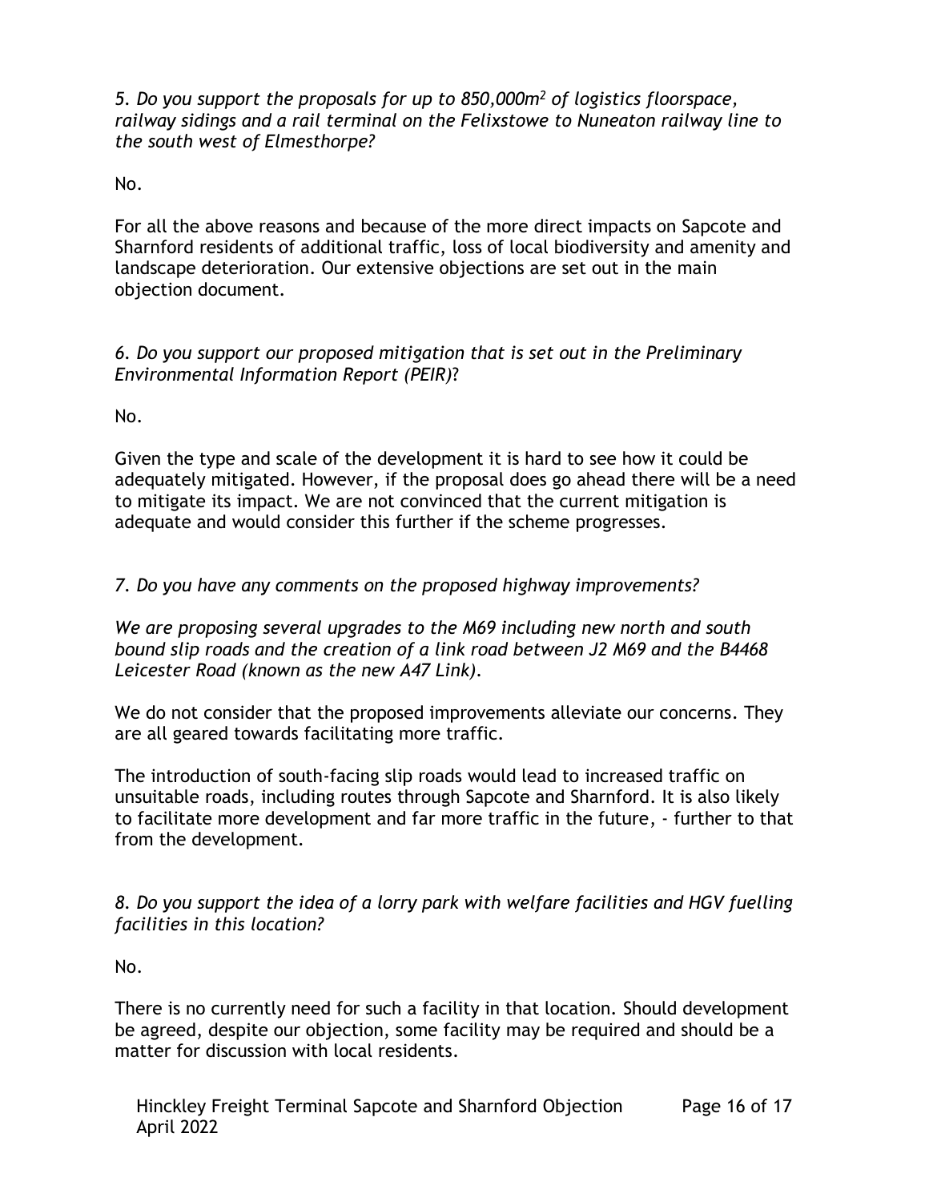*5. Do you support the proposals for up to 850,000m² of logistics floorspace, railway sidings and a rail terminal on the Felixstowe to Nuneaton railway line to the south west of Elmesthorpe?*

No.

For all the above reasons and because of the more direct impacts on Sapcote and Sharnford residents of additional traffic, loss of local biodiversity and amenity and landscape deterioration. Our extensive objections are set out in the main objection document.

*6. Do you support our proposed mitigation that is set out in the Preliminary Environmental Information Report (PEIR)*?

No.

Given the type and scale of the development it is hard to see how it could be adequately mitigated. However, if the proposal does go ahead there will be a need to mitigate its impact. We are not convinced that the current mitigation is adequate and would consider this further if the scheme progresses.

*7. Do you have any comments on the proposed highway improvements?*

*We are proposing several upgrades to the M69 including new north and south bound slip roads and the creation of a link road between J2 M69 and the B4468 Leicester Road (known as the new A47 Link).*

We do not consider that the proposed improvements alleviate our concerns. They are all geared towards facilitating more traffic.

The introduction of south-facing slip roads would lead to increased traffic on unsuitable roads, including routes through Sapcote and Sharnford. It is also likely to facilitate more development and far more traffic in the future, - further to that from the development.

*8. Do you support the idea of a lorry park with welfare facilities and HGV fuelling facilities in this location?*

No.

There is no currently need for such a facility in that location. Should development be agreed, despite our objection, some facility may be required and should be a matter for discussion with local residents.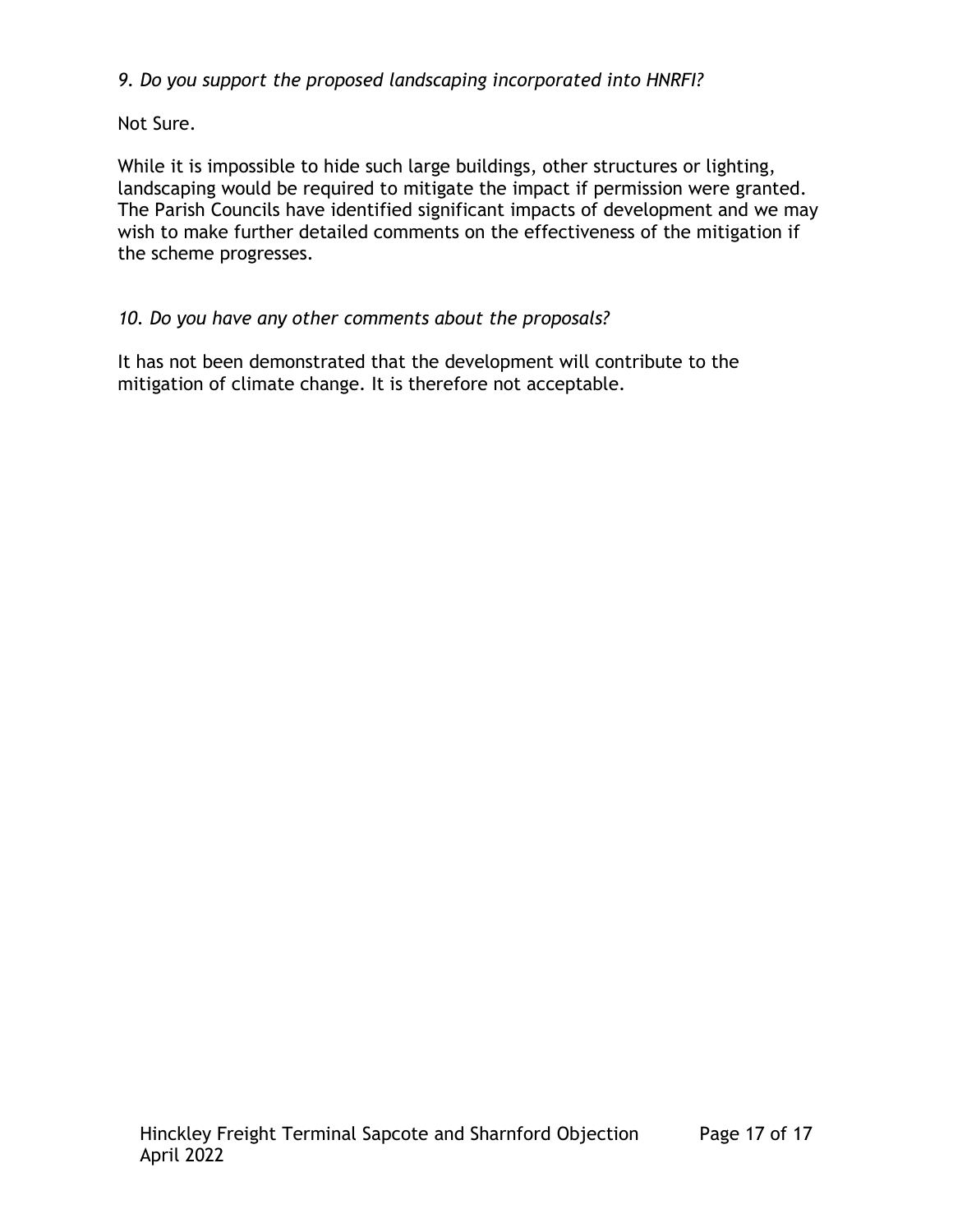*9. Do you support the proposed landscaping incorporated into HNRFI?*

Not Sure.

While it is impossible to hide such large buildings, other structures or lighting, landscaping would be required to mitigate the impact if permission were granted. The Parish Councils have identified significant impacts of development and we may wish to make further detailed comments on the effectiveness of the mitigation if the scheme progresses.

*10. Do you have any other comments about the proposals?*

It has not been demonstrated that the development will contribute to the mitigation of climate change. It is therefore not acceptable.